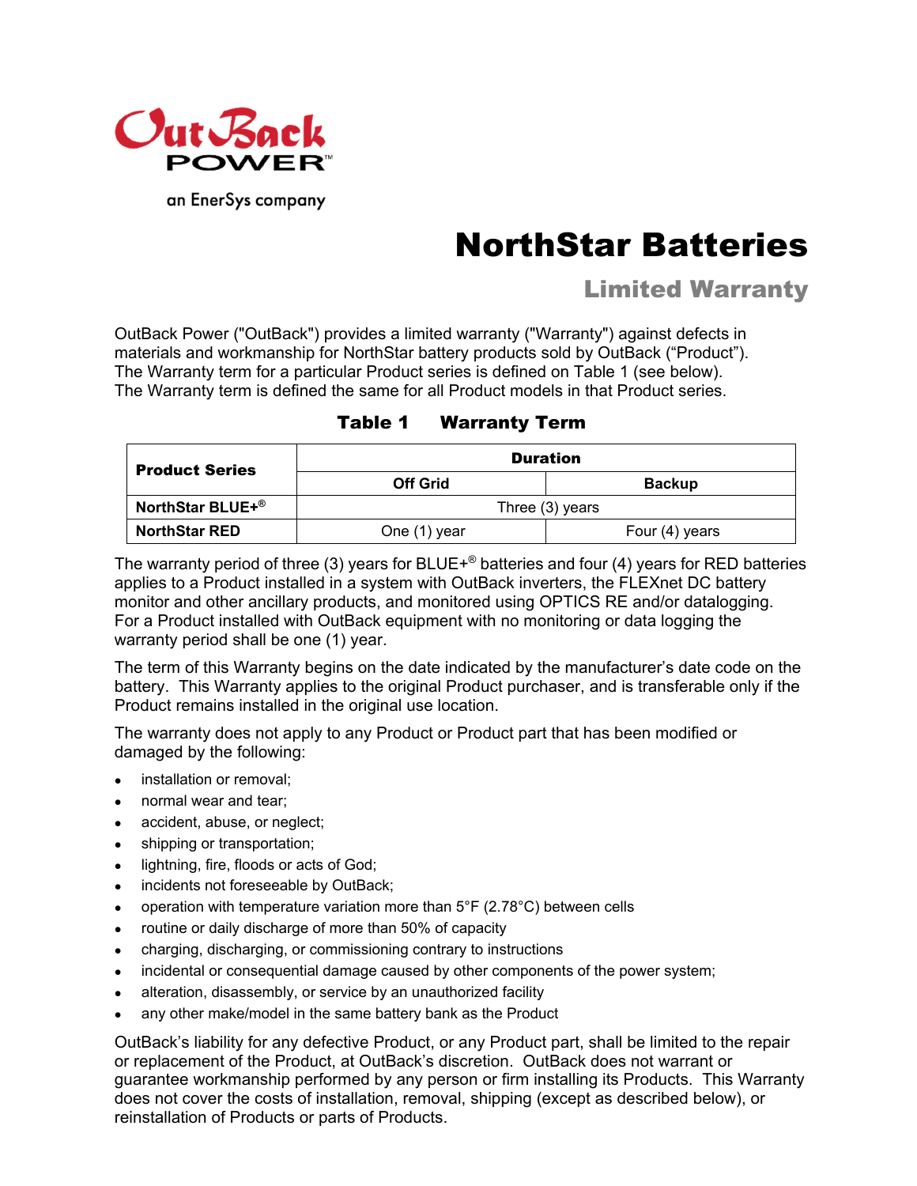OutBack POWER

an EnerSys company

# NorthStar Batteries

## Limited Warranty

OutBack Power ("OutBack") provides a limited warranty ("Warranty") against defects in materials and workmanship for NorthStar battery products sold by OutBack ("Product"). The Warranty term for a particular Product series is defined on Table 1 (see below). The Warranty term is defined the same for all Product models in that Product series.

**Table 1 Warranty Term**

| Product Series | Duration | |
|---|---|---|
| | **Off Grid** | **Backup** |
| **NorthStar BLUE+®** | Three (3) years | |
| **NorthStar RED** | One (1) year | Four (4) years |

The warranty period of three (3) years for BLUE+® batteries and four (4) years for RED batteries applies to a Product installed in a system with OutBack inverters, the FLEXnet DC battery monitor and other ancillary products, and monitored using OPTICS RE and/or datalogging. For a Product installed with OutBack equipment with no monitoring or data logging the warranty period shall be one (1) year.

The term of this Warranty begins on the date indicated by the manufacturer's date code on the battery. This Warranty applies to the original Product purchaser, and is transferable only if the Product remains installed in the original use location.

The warranty does not apply to any Product or Product part that has been modified or damaged by the following:

- installation or removal;
- normal wear and tear;
- accident, abuse, or neglect;
- shipping or transportation;
- lightning, fire, floods or acts of God;
- incidents not foreseeable by OutBack;
- operation with temperature variation more than 5°F (2.78°C) between cells
- routine or daily discharge of more than 50% of capacity
- charging, discharging, or commissioning contrary to instructions
- incidental or consequential damage caused by other components of the power system;
- alteration, disassembly, or service by an unauthorized facility
- any other make/model in the same battery bank as the Product

OutBack's liability for any defective Product, or any Product part, shall be limited to the repair or replacement of the Product, at OutBack's discretion. OutBack does not warrant or guarantee workmanship performed by any person or firm installing its Products. This Warranty does not cover the costs of installation, removal, shipping (except as described below), or reinstallation of Products or parts of Products.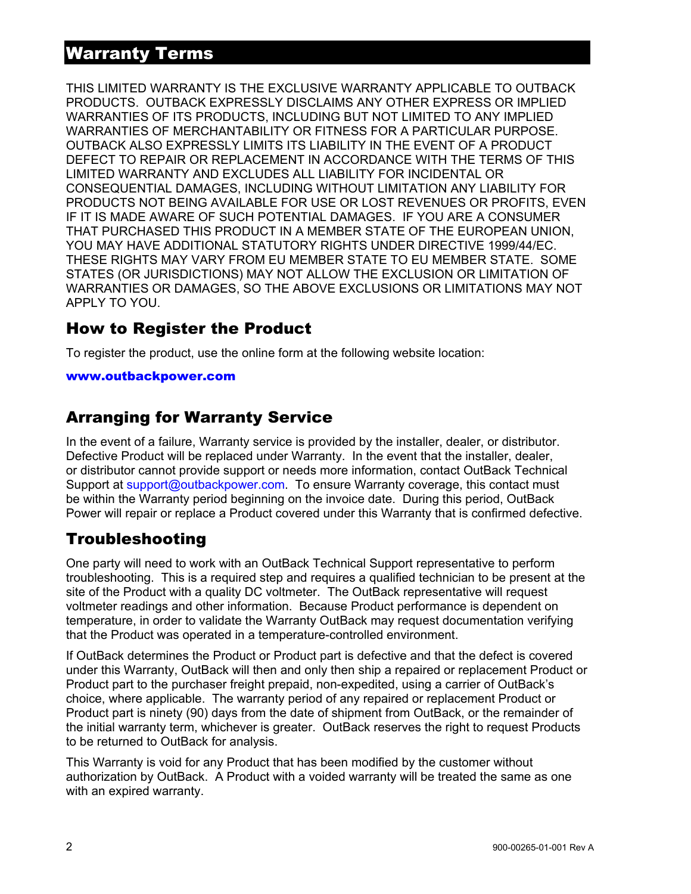# Warranty Terms

THIS LIMITED WARRANTY IS THE EXCLUSIVE WARRANTY APPLICABLE TO OUTBACK PRODUCTS. OUTBACK EXPRESSLY DISCLAIMS ANY OTHER EXPRESS OR IMPLIED WARRANTIES OF ITS PRODUCTS, INCLUDING BUT NOT LIMITED TO ANY IMPLIED WARRANTIES OF MERCHANTABILITY OR FITNESS FOR A PARTICULAR PURPOSE. OUTBACK ALSO EXPRESSLY LIMITS ITS LIABILITY IN THE EVENT OF A PRODUCT DEFECT TO REPAIR OR REPLACEMENT IN ACCORDANCE WITH THE TERMS OF THIS LIMITED WARRANTY AND EXCLUDES ALL LIABILITY FOR INCIDENTAL OR CONSEQUENTIAL DAMAGES, INCLUDING WITHOUT LIMITATION ANY LIABILITY FOR PRODUCTS NOT BEING AVAILABLE FOR USE OR LOST REVENUES OR PROFITS, EVEN IF IT IS MADE AWARE OF SUCH POTENTIAL DAMAGES. IF YOU ARE A CONSUMER THAT PURCHASED THIS PRODUCT IN A MEMBER STATE OF THE EUROPEAN UNION, YOU MAY HAVE ADDITIONAL STATUTORY RIGHTS UNDER DIRECTIVE 1999/44/EC. THESE RIGHTS MAY VARY FROM EU MEMBER STATE TO EU MEMBER STATE. SOME STATES (OR JURISDICTIONS) MAY NOT ALLOW THE EXCLUSION OR LIMITATION OF WARRANTIES OR DAMAGES, SO THE ABOVE EXCLUSIONS OR LIMITATIONS MAY NOT APPLY TO YOU.

## How to Register the Product

To register the product, use the online form at the following website location:

**www.outbackpower.com**

## Arranging for Warranty Service

In the event of a failure, Warranty service is provided by the installer, dealer, or distributor. Defective Product will be replaced under Warranty. In the event that the installer, dealer, or distributor cannot provide support or needs more information, contact OutBack Technical Support at support@outbackpower.com. To ensure Warranty coverage, this contact must be within the Warranty period beginning on the invoice date. During this period, OutBack Power will repair or replace a Product covered under this Warranty that is confirmed defective.

## Troubleshooting

One party will need to work with an OutBack Technical Support representative to perform troubleshooting. This is a required step and requires a qualified technician to be present at the site of the Product with a quality DC voltmeter. The OutBack representative will request voltmeter readings and other information. Because Product performance is dependent on temperature, in order to validate the Warranty OutBack may request documentation verifying that the Product was operated in a temperature-controlled environment.

If OutBack determines the Product or Product part is defective and that the defect is covered under this Warranty, OutBack will then and only then ship a repaired or replacement Product or Product part to the purchaser freight prepaid, non-expedited, using a carrier of OutBack's choice, where applicable. The warranty period of any repaired or replacement Product or Product part is ninety (90) days from the date of shipment from OutBack, or the remainder of the initial warranty term, whichever is greater. OutBack reserves the right to request Products to be returned to OutBack for analysis.

This Warranty is void for any Product that has been modified by the customer without authorization by OutBack. A Product with a voided warranty will be treated the same as one with an expired warranty.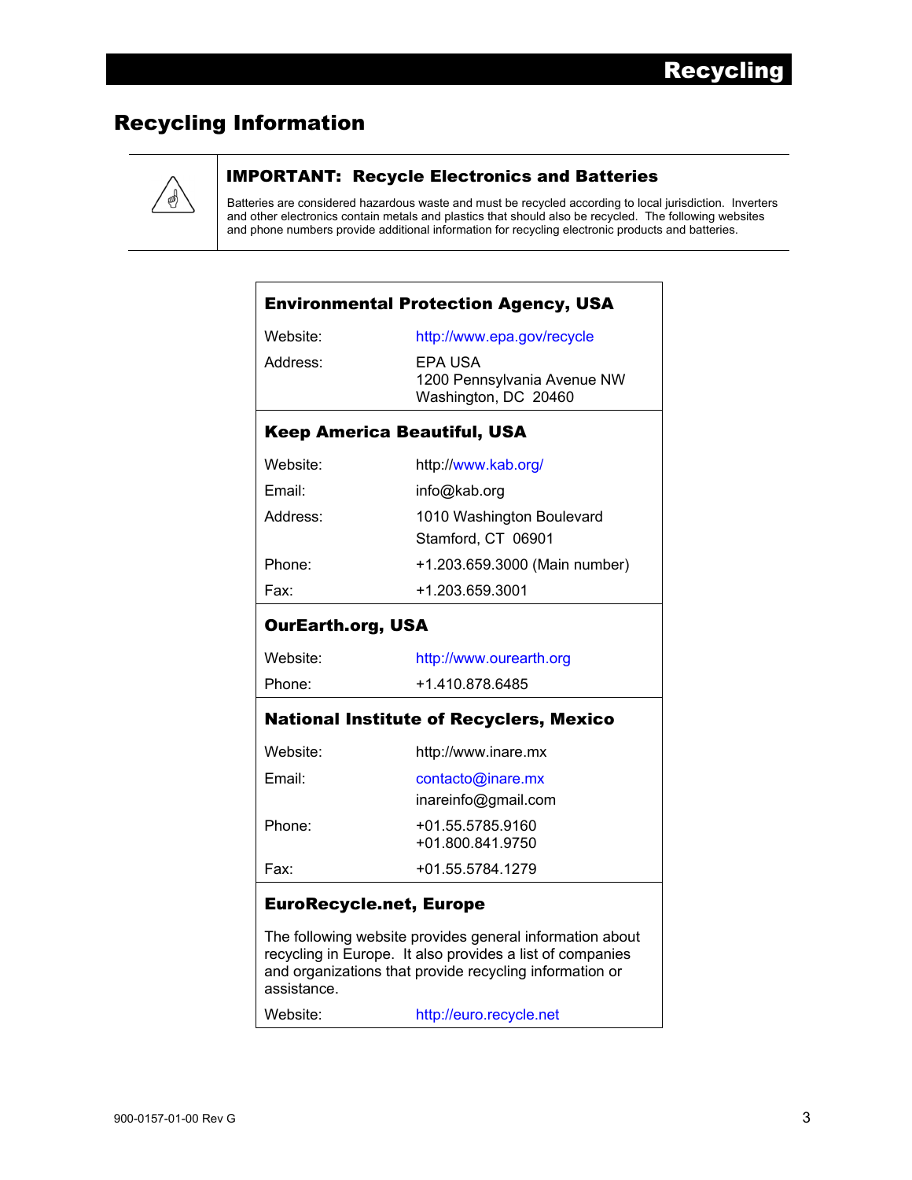# Recycling

## Recycling Information

### IMPORTANT: Recycle Electronics and Batteries

Batteries are considered hazardous waste and must be recycled according to local jurisdiction. Inverters and other electronics contain metals and plastics that should also be recycled. The following websites and phone numbers provide additional information for recycling electronic products and batteries.

### Environmental Protection Agency, USA

| | |
|---|---|
| Website: | http://www.epa.gov/recycle |
| Address: | EPA USA<br>1200 Pennsylvania Avenue NW<br>Washington, DC 20460 |

### Keep America Beautiful, USA

| | |
|---|---|
| Website: | http://www.kab.org/ |
| Email: | info@kab.org |
| Address: | 1010 Washington Boulevard<br>Stamford, CT 06901 |
| Phone: | +1.203.659.3000 (Main number) |
| Fax: | +1.203.659.3001 |

### OurEarth.org, USA

| | |
|---|---|
| Website: | http://www.ourearth.org |
| Phone: | +1.410.878.6485 |

### National Institute of Recyclers, Mexico

| | |
|---|---|
| Website: | http://www.inare.mx |
| Email: | contacto@inare.mx<br>inareinfo@gmail.com |
| Phone: | +01.55.5785.9160<br>+01.800.841.9750 |
| Fax: | +01.55.5784.1279 |

### EuroRecycle.net, Europe

The following website provides general information about recycling in Europe. It also provides a list of companies and organizations that provide recycling information or assistance.

| | |
|---|---|
| Website: | http://euro.recycle.net |

900-0157-01-00 Rev G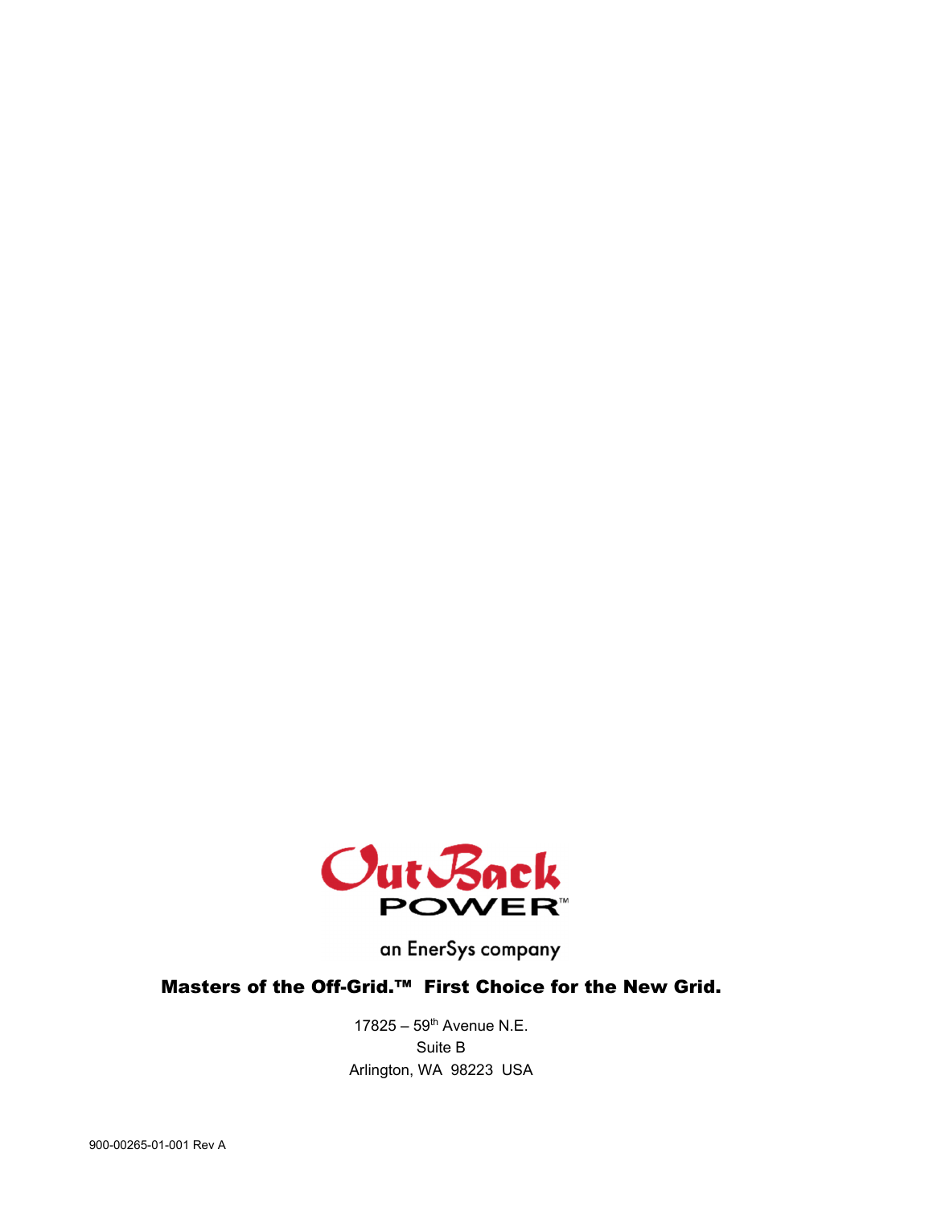OutBack POWER™

an EnerSys company

**Masters of the Off-Grid.™ First Choice for the New Grid.**

17825 – 59th Avenue N.E.
Suite B
Arlington, WA 98223 USA

900-00265-01-001 Rev A